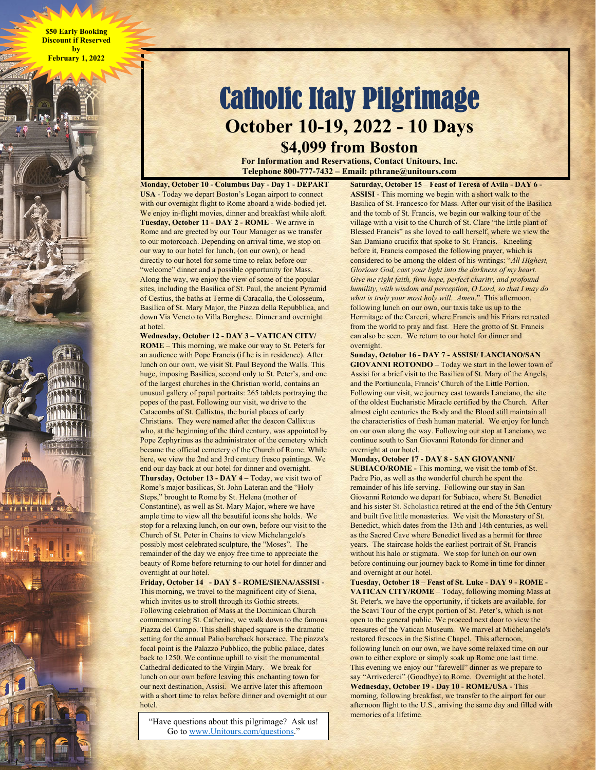**$50 Early Booking Discount if Reserved by February 1, 2022**

# Catholic Italy Pilgrimage

## October 10-19, 2022 - 10 Days

## $4,099 from Boston

**For Information and Reservations, Contact Unitours, Inc.**
**Telephone 800-777-7432 – Email: pthrane@unitours.com**

**Monday, October 10 - Columbus Day - Day 1 - DEPART USA** - Today we depart Boston's Logan airport to connect with our overnight flight to Rome aboard a wide-bodied jet. We enjoy in-flight movies, dinner and breakfast while aloft.

**Tuesday, October 11 - DAY 2 - ROME** - We arrive in Rome and are greeted by our Tour Manager as we transfer to our motorcoach. Depending on arrival time, we stop on our way to our hotel for lunch, (on our own), or head directly to our hotel for some time to relax before our "welcome" dinner and a possible opportunity for Mass. Along the way, we enjoy the view of some of the popular sites, including the Basilica of St. Paul, the ancient Pyramid of Cestius, the baths at Terme di Caracalla, the Colosseum, Basilica of St. Mary Major, the Piazza della Repubblica, and down Via Veneto to Villa Borghese. Dinner and overnight at hotel.

**Wednesday, October 12 - DAY 3 – VATICAN CITY/ ROME** – This morning, we make our way to St. Peter's for an audience with Pope Francis (if he is in residence). After lunch on our own, we visit St. Paul Beyond the Walls. This huge, imposing Basilica, second only to St. Peter's, and one of the largest churches in the Christian world, contains an unusual gallery of papal portraits: 265 tablets portraying the popes of the past. Following our visit, we drive to the Catacombs of St. Callixtus, the burial places of early Christians. They were named after the deacon Callixtus who, at the beginning of the third century, was appointed by Pope Zephyrinus as the administrator of the cemetery which became the official cemetery of the Church of Rome. While here, we view the 2nd and 3rd century fresco paintings. We end our day back at our hotel for dinner and overnight.

**Thursday, October 13 - DAY 4 –** Today, we visit two of Rome's major basilicas, St. John Lateran and the "Holy Steps," brought to Rome by St. Helena (mother of Constantine), as well as St. Mary Major, where we have ample time to view all the beautiful icons she holds. We stop for a relaxing lunch, on our own, before our visit to the Church of St. Peter in Chains to view Michelangelo's possibly most celebrated sculpture, the "Moses". The remainder of the day we enjoy free time to appreciate the beauty of Rome before returning to our hotel for dinner and overnight at our hotel.

**Friday, October 14 - DAY 5 - ROME/SIENA/ASSISI -** This morning**,** we travel to the magnificent city of Siena, which invites us to stroll through its Gothic streets. Following celebration of Mass at the Dominican Church commemorating St. Catherine, we walk down to the famous Piazza del Campo. This shell shaped square is the dramatic setting for the annual Palio bareback horserace. The piazza's focal point is the Palazzo Pubblico, the public palace, dates back to 1250. We continue uphill to visit the monumental Cathedral dedicated to the Virgin Mary. We break for lunch on our own before leaving this enchanting town for our next destination, Assisi. We arrive later this afternoon with a short time to relax before dinner and overnight at our hotel.

"Have questions about this pilgrimage? Ask us! Go to www.Unitours.com/questions."

**Saturday, October 15 – Feast of Teresa of Avila - DAY 6 - ASSISI** - This morning we begin with a short walk to the Basilica of St. Francesco for Mass. After our visit of the Basilica and the tomb of St. Francis, we begin our walking tour of the village with a visit to the Church of St. Clare "the little plant of Blessed Francis" as she loved to call herself, where we view the San Damiano crucifix that spoke to St. Francis. Kneeling before it, Francis composed the following prayer, which is considered to be among the oldest of his writings: "*All Highest, Glorious God, cast your light into the darkness of my heart. Give me right faith, firm hope, perfect charity, and profound humility, with wisdom and perception, O Lord, so that I may do what is truly your most holy will. Amen*." This afternoon, following lunch on our own, our taxis take us up to the Hermitage of the Carceri, where Francis and his Friars retreated from the world to pray and fast. Here the grotto of St. Francis can also be seen. We return to our hotel for dinner and overnight.

**Sunday, October 16 - DAY 7 - ASSISI/ LANCIANO/SAN GIOVANNI ROTONDO** – Today we start in the lower town of Assisi for a brief visit to the Basilica of St. Mary of the Angels, and the Portiuncula, Francis' Church of the Little Portion. Following our visit, we journey east towards Lanciano, the site of the oldest Eucharistic Miracle certified by the Church. After almost eight centuries the Body and the Blood still maintain all the characteristics of fresh human material. We enjoy for lunch on our own along the way. Following our stop at Lanciano, we continue south to San Giovanni Rotondo for dinner and overnight at our hotel.

**Monday, October 17 - DAY 8 - SAN GIOVANNI/ SUBIACO/ROME -** This morning, we visit the tomb of St. Padre Pio, as well as the wonderful church he spent the remainder of his life serving. Following our stay in San Giovanni Rotondo we depart for Subiaco, where St. Benedict and his sister St. Scholastica retired at the end of the 5th Century and built five little monasteries. We visit the Monastery of St. Benedict, which dates from the 13th and 14th centuries, as well as the Sacred Cave where Benedict lived as a hermit for three years. The staircase holds the earliest portrait of St. Francis without his halo or stigmata. We stop for lunch on our own before continuing our journey back to Rome in time for dinner and overnight at our hotel.

**Tuesday, October 18 – Feast of St. Luke - DAY 9 - ROME - VATICAN CITY/ROME** – Today, following morning Mass at St. Peter's, we have the opportunity, if tickets are available, for the Scavi Tour of the crypt portion of St. Peter's, which is not open to the general public. We proceed next door to view the treasures of the Vatican Museum. We marvel at Michelangelo's restored frescoes in the Sistine Chapel. This afternoon, following lunch on our own, we have some relaxed time on our own to either explore or simply soak up Rome one last time. This evening we enjoy our "farewell" dinner as we prepare to say "Arrivederci" (Goodbye) to Rome. Overnight at the hotel.

**Wednesday, October 19 - Day 10 - ROME/USA -** This morning, following breakfast, we transfer to the airport for our afternoon flight to the U.S., arriving the same day and filled with memories of a lifetime.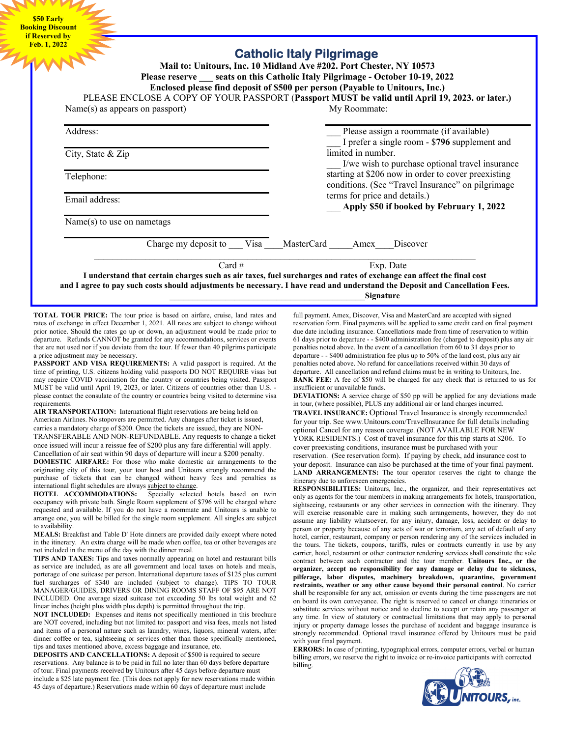**$50 Early Booking Discount if Reserved by Feb. 1, 2022**

# Catholic Italy Pilgrimage

**Mail to: Unitours, Inc. 10 Midland Ave #202. Port Chester, NY 10573**

**Please reserve ___ seats on this Catholic Italy Pilgrimage - October 10-19, 2022**

**Enclosed please find deposit of $500 per person (Payable to Unitours, Inc.)**

PLEASE ENCLOSE A COPY OF YOUR PASSPORT (**Passport MUST be valid until April 19, 2023. or later.**)

Name(s) as appears on passport) ______________________

My Roommate: ______________________

Address: ______________________

City, State & Zip ______________________

Telephone: ______________________

Email address: ______________________

Name(s) to use on nametags ______________________

___ Please assign a roommate (if available)

___ I prefer a single room - $**796** supplement and limited in number.

___ I/we wish to purchase optional travel insurance starting at $206 now in order to cover preexisting conditions. (See "Travel Insurance" on pilgrimage terms for price and details.)

___ **Apply $50 if booked by February 1, 2022**

Charge my deposit to ___ Visa ____MasterCard _____Amex____Discover

______________________________________________

Card # Exp. Date

**I understand that certain charges such as air taxes, fuel surcharges and rates of exchange can affect the final cost and I agree to pay such costs should adjustments be necessary. I have read and understand the Deposit and Cancellation Fees.**

______________________________________________**Signature**

**TOTAL TOUR PRICE:** The tour price is based on airfare, cruise, land rates and rates of exchange in effect December 1, 2021. All rates are subject to change without prior notice. Should the rates go up or down, an adjustment would be made prior to departure. Refunds CANNOT be granted for any accommodations, services or events that are not used nor if you deviate from the tour. If fewer than 40 pilgrims participate a price adjustment may be necessary.

**PASSPORT AND VISA REQUIREMENTS:** A valid passport is required. At the time of printing, U.S. citizens holding valid passports DO NOT REQUIRE visas but may require COVID vaccination for the country or countries being visited. Passport MUST be valid until April 19, 2023, or later. Citizens of countries other than U.S. - please contact the consulate of the country or countries being visited to determine visa requirements.

**AIR TRANSPORTATION:** International flight reservations are being held on American Airlines. No stopovers are permitted. Any changes after ticket is issued, carries a mandatory charge of $200. Once the tickets are issued, they are NON-TRANSFERABLE AND NON-REFUNDABLE. Any requests to change a ticket once issued will incur a reissue fee of $200 plus any fare differential will apply. Cancellation of air seat within 90 days of departure will incur a $200 penalty.

**DOMESTIC AIRFARE:** For those who make domestic air arrangements to the originating city of this tour, your tour host and Unitours strongly recommend the purchase of tickets that can be changed without heavy fees and penalties as international flight schedules are always subject to change.

**HOTEL ACCOMMODATIONS:** Specially selected hotels based on twin occupancy with private bath. Single Room supplement of $796 will be charged where requested and available. If you do not have a roommate and Unitours is unable to arrange one, you will be billed for the single room supplement. All singles are subject to availability.

**MEALS:** Breakfast and Table D' Hote dinners are provided daily except where noted in the itinerary. An extra charge will be made when coffee, tea or other beverages are not included in the menu of the day with the dinner meal.

**TIPS AND TAXES:** Tips and taxes normally appearing on hotel and restaurant bills as service are included, as are all government and local taxes on hotels and meals, porterage of one suitcase per person. International departure taxes of $125 plus current fuel surcharges of $340 are included (subject to change). TIPS TO TOUR MANAGER/GUIDES, DRIVERS OR DINING ROOMS STAFF OF $95 ARE NOT INCLUDED. One average sized suitcase not exceeding 50 lbs total weight and 62 linear inches (height plus width plus depth) is permitted throughout the trip.

**NOT INCLUDED:** Expenses and items not specifically mentioned in this brochure are NOT covered, including but not limited to: passport and visa fees, meals not listed and items of a personal nature such as laundry, wines, liquors, mineral waters, after dinner coffee or tea, sightseeing or services other than those specifically mentioned, tips and taxes mentioned above, excess baggage and insurance, etc.

**DEPOSITS AND CANCELLATIONS:** A deposit of $500 is required to secure reservations. Any balance is to be paid in full no later than 60 days before departure of tour. Final payments received **by** Unitours after 45 days before departure must include a $25 late payment fee. (This does not apply for new reservations made within 45 days of departure.) Reservations made within 60 days of departure must include full payment. Amex, Discover, Visa and MasterCard are accepted with signed reservation form. Final payments will be applied to same credit card on final payment due date including insurance. Cancellations made from time of reservation to within 61 days prior to departure - - $400 administration fee (charged to deposit) plus any air penalties noted above. In the event of a cancellation from 60 to 31 days prior to departure - - $400 administration fee plus up to 50% of the land cost, plus any air penalties noted above. No refund for cancellations received within 30 days of departure. All cancellation and refund claims must be in writing to Unitours, Inc.

**BANK FEE:** A fee of $50 will be charged for any check that is returned to us for insufficient or unavailable funds.

**DEVIATIONS:** A service charge of $50 pp will be applied for any deviations made in tour, (where possible), PLUS any additional air or land charges incurred.

**TRAVEL INSURANCE:** Optional Travel Insurance is strongly recommended for your trip. See www.Unitours.com/TravelInsurance for full details including optional Cancel for any reason coverage. (NOT AVAILABLE FOR NEW YORK RESIDENTS.) Cost of travel insurance for this trip starts at $206. To cover preexisting conditions, insurance must be purchased with your reservation. (See reservation form). If paying by check, add insurance cost to your deposit. Insurance can also be purchased at the time of your final payment.

**LAND ARRANGEMENTS:** The tour operator reserves the right to change the itinerary due to unforeseen emergencies.

**RESPONSIBILITIES:** Unitours, Inc., the organizer, and their representatives act only as agents for the tour members in making arrangements for hotels, transportation, sightseeing, restaurants or any other services in connection with the itinerary. They will exercise reasonable care in making such arrangements, however, they do not assume any liability whatsoever, for any injury, damage, loss, accident or delay to person or property because of any acts of war or terrorism, any act of default of any hotel, carrier, restaurant, company or person rendering any of the services included in the tours. The tickets, coupons, tariffs, rules or contracts currently in use by any carrier, hotel, restaurant or other contractor rendering services shall constitute the sole contract between such contractor and the tour member. **Unitours Inc., or the organizer, accept no responsibility for any damage or delay due to sickness, pilferage, labor disputes, machinery breakdown, quarantine, government restraints, weather or any other cause beyond their personal control**. No carrier shall be responsible for any act, omission or events during the time passengers are not on board its own conveyance. The right is reserved to cancel or change itineraries or substitute services without notice and to decline to accept or retain any passenger at any time. In view of statutory or contractual limitations that may apply to personal injury or property damage losses the purchase of accident and baggage insurance is strongly recommended. Optional travel insurance offered by Unitours must be paid with your final payment.

**ERRORS:** In case of printing, typographical errors, computer errors, verbal or human billing errors, we reserve the right to invoice or re-invoice participants with corrected billing.

60th UNITOURS, inc.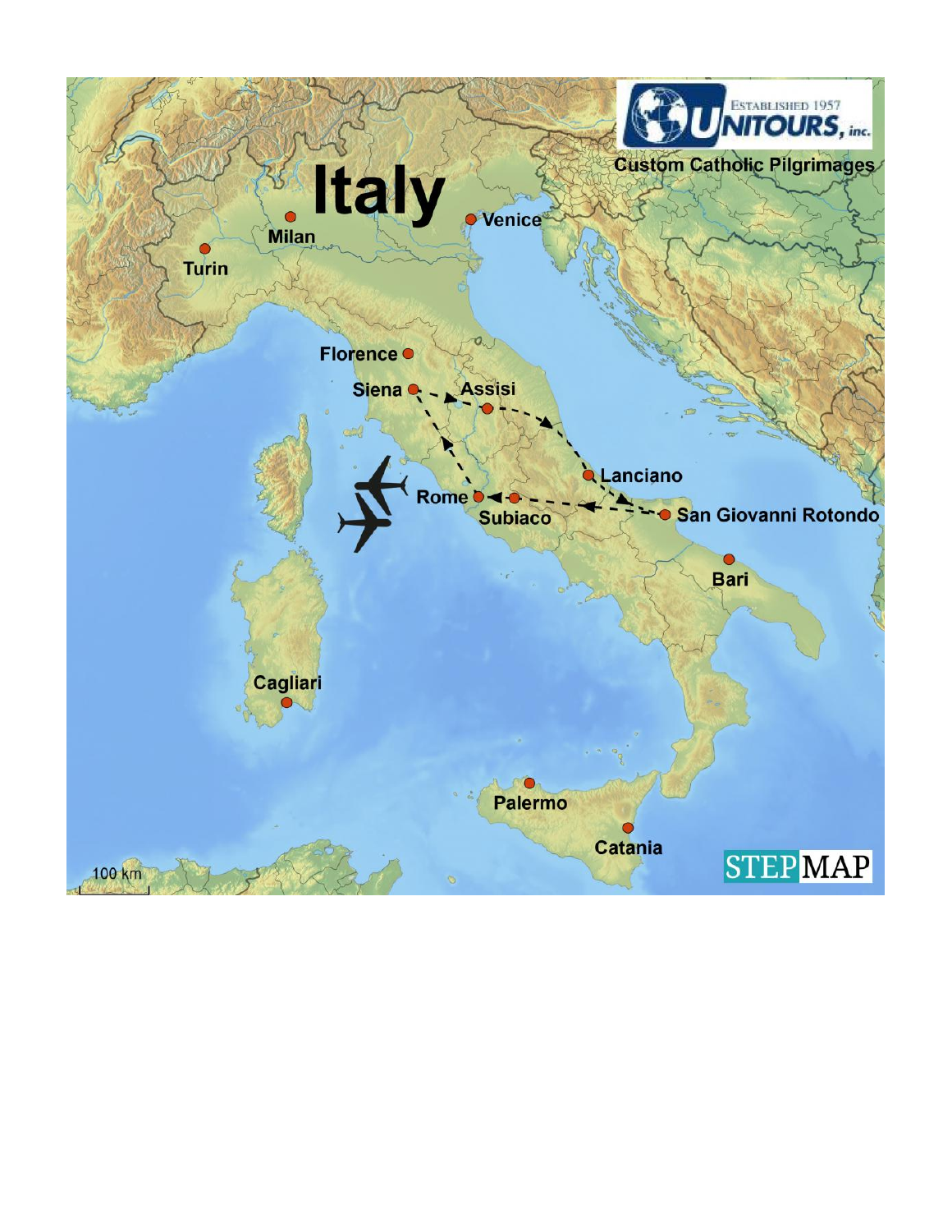ESTABLISHED 1957

UNITOURS, inc.

Custom Catholic Pilgrimages

Italy

Milan

Turin

Venice

Florence

Siena

Assisi

Lanciano

Rome

Subiaco

San Giovanni Rotondo

Bari

Cagliari

Palermo

Catania

100 km

STEPMAP